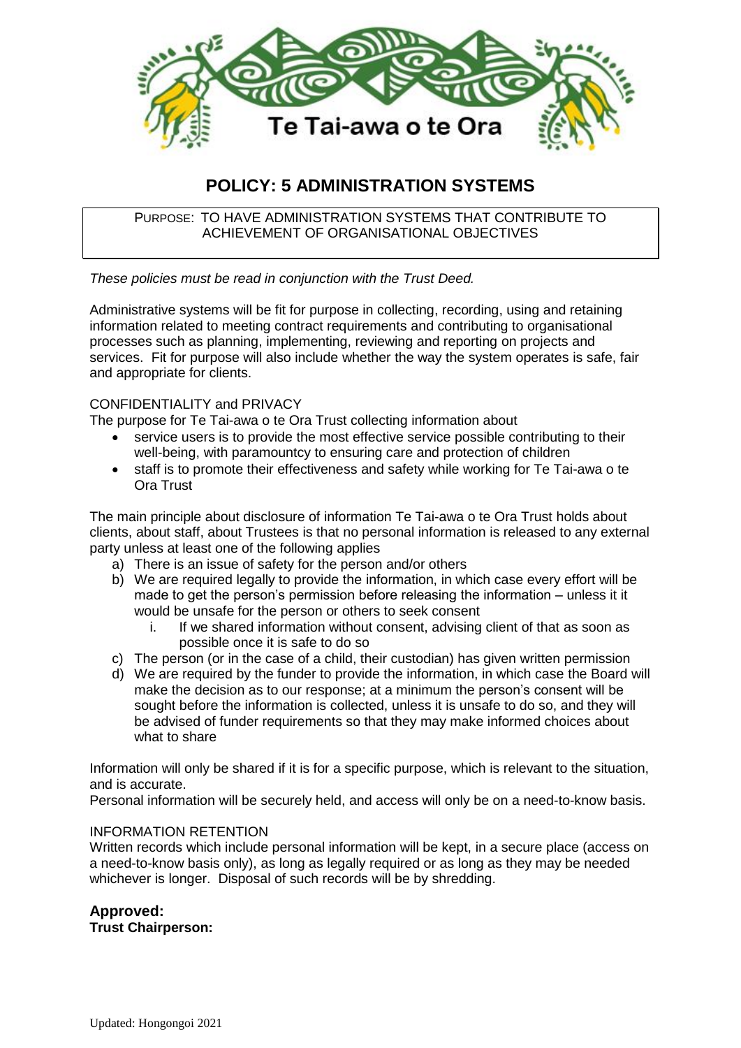Te Tai-awa o te Ora

# POLICY: 5 ADMINISTRATION SYSTEMS

PURPOSE: TO HAVE ADMINISTRATION SYSTEMS THAT CONTRIBUTE TO ACHIEVEMENT OF ORGANISATIONAL OBJECTIVES

*These policies must be read in conjunction with the Trust Deed.*

Administrative systems will be fit for purpose in collecting, recording, using and retaining information related to meeting contract requirements and contributing to organisational processes such as planning, implementing, reviewing and reporting on projects and services. Fit for purpose will also include whether the way the system operates is safe, fair and appropriate for clients.

CONFIDENTIALITY and PRIVACY

The purpose for Te Tai-awa o te Ora Trust collecting information about

- service users is to provide the most effective service possible contributing to their well-being, with paramountcy to ensuring care and protection of children
- staff is to promote their effectiveness and safety while working for Te Tai-awa o te Ora Trust

The main principle about disclosure of information Te Tai-awa o te Ora Trust holds about clients, about staff, about Trustees is that no personal information is released to any external party unless at least one of the following applies

a) There is an issue of safety for the person and/or others
b) We are required legally to provide the information, in which case every effort will be made to get the person's permission before releasing the information – unless it it would be unsafe for the person or others to seek consent
    i. If we shared information without consent, advising client of that as soon as possible once it is safe to do so
c) The person (or in the case of a child, their custodian) has given written permission
d) We are required by the funder to provide the information, in which case the Board will make the decision as to our response; at a minimum the person's consent will be sought before the information is collected, unless it is unsafe to do so, and they will be advised of funder requirements so that they may make informed choices about what to share

Information will only be shared if it is for a specific purpose, which is relevant to the situation, and is accurate.

Personal information will be securely held, and access will only be on a need-to-know basis.

INFORMATION RETENTION

Written records which include personal information will be kept, in a secure place (access on a need-to-know basis only), as long as legally required or as long as they may be needed whichever is longer. Disposal of such records will be by shredding.

**Approved:**

**Trust Chairperson:**

Updated: Hongongoi 2021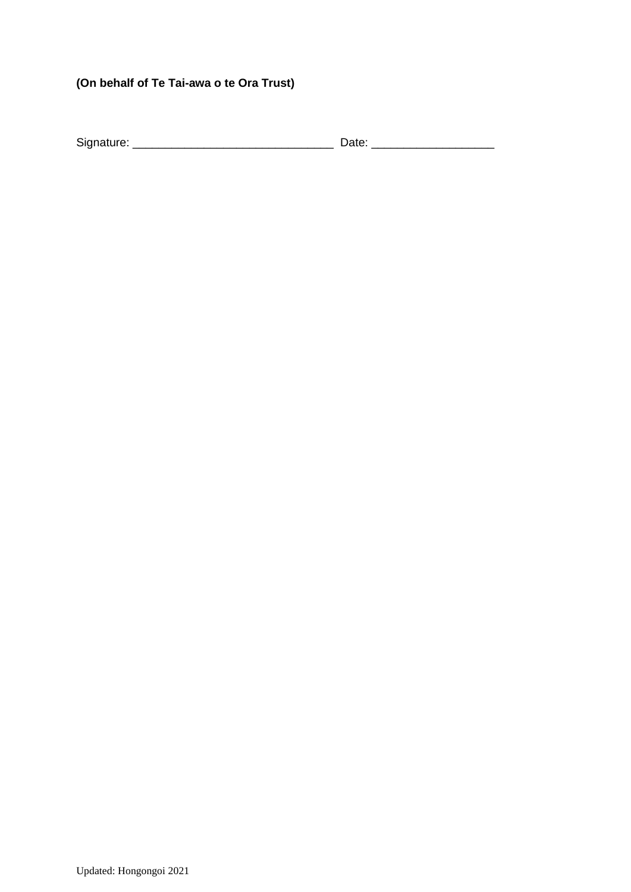**(On behalf of Te Tai-awa o te Ora Trust)**

Signature: ______________________________ Date: __________________

Updated: Hongongoi 2021